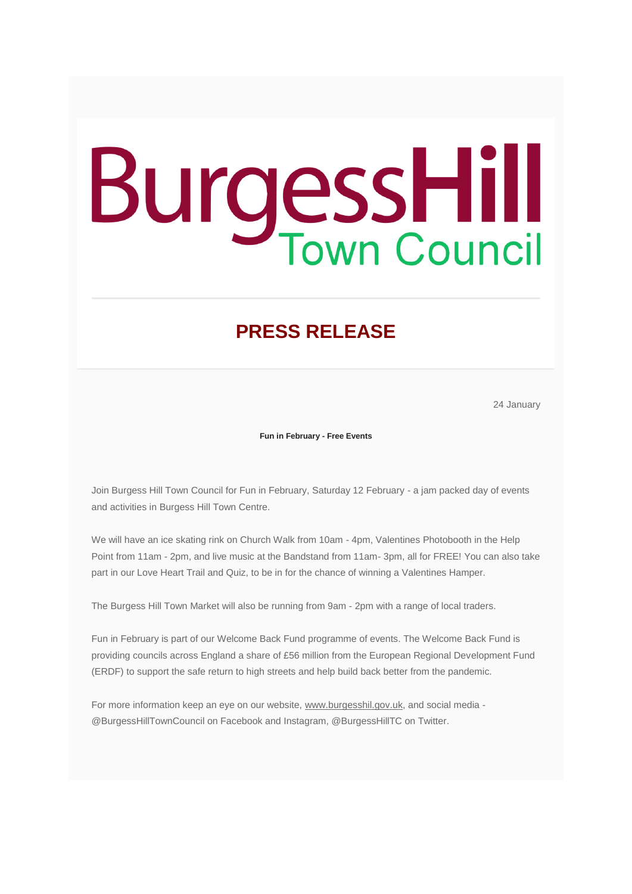# BurgessHill Town Council

## PRESS RELEASE

24 January

**Fun in February - Free Events**

Join Burgess Hill Town Council for Fun in February, Saturday 12 February - a jam packed day of events and activities in Burgess Hill Town Centre.

We will have an ice skating rink on Church Walk from 10am - 4pm, Valentines Photobooth in the Help Point from 11am - 2pm, and live music at the Bandstand from 11am- 3pm, all for FREE! You can also take part in our Love Heart Trail and Quiz, to be in for the chance of winning a Valentines Hamper.

The Burgess Hill Town Market will also be running from 9am - 2pm with a range of local traders.

Fun in February is part of our Welcome Back Fund programme of events. The Welcome Back Fund is providing councils across England a share of £56 million from the European Regional Development Fund (ERDF) to support the safe return to high streets and help build back better from the pandemic.

For more information keep an eye on our website, www.burgesshil.gov.uk, and social media - @BurgessHillTownCouncil on Facebook and Instagram, @BurgessHillTC on Twitter.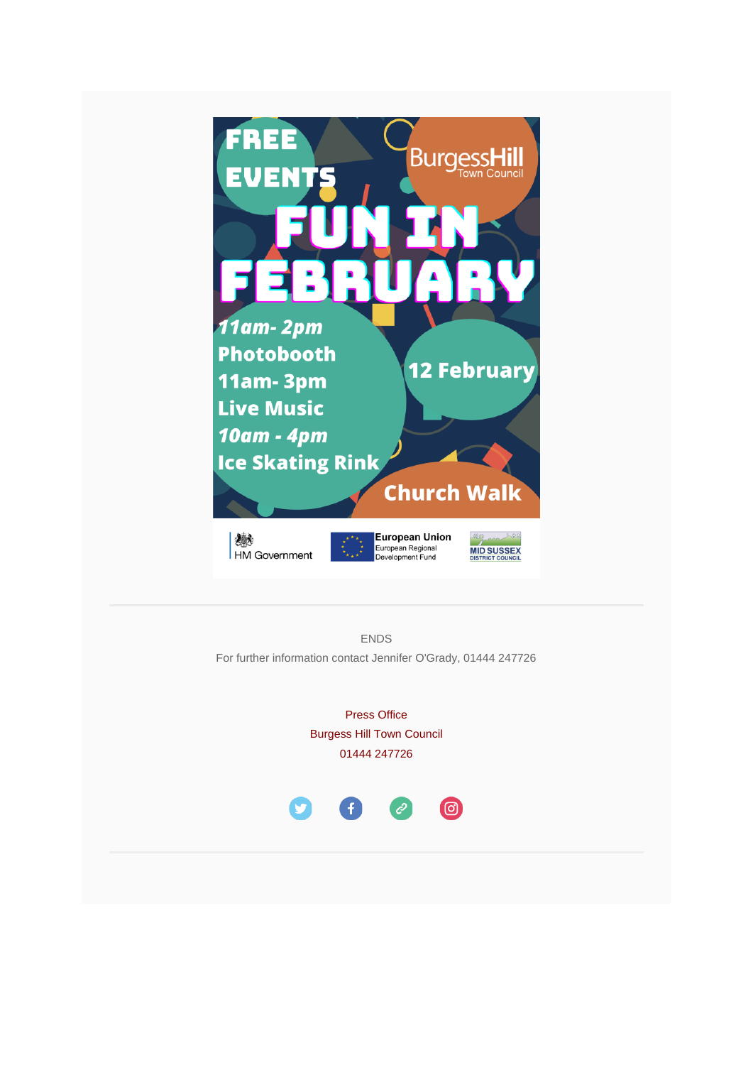FREE EVENTS

BurgessHill Town Council

# FUN IN FEBRUARY

*11am- 2pm*
**Photobooth**
**11am- 3pm**
**Live Music**
*10am - 4pm*
**Ice Skating Rink**

**12 February**

**Church Walk**

HM Government

European Union
European Regional Development Fund

MID SUSSEX DISTRICT COUNCIL

---

ENDS

For further information contact Jennifer O'Grady, 01444 247726

Press Office
Burgess Hill Town Council
01444 247726